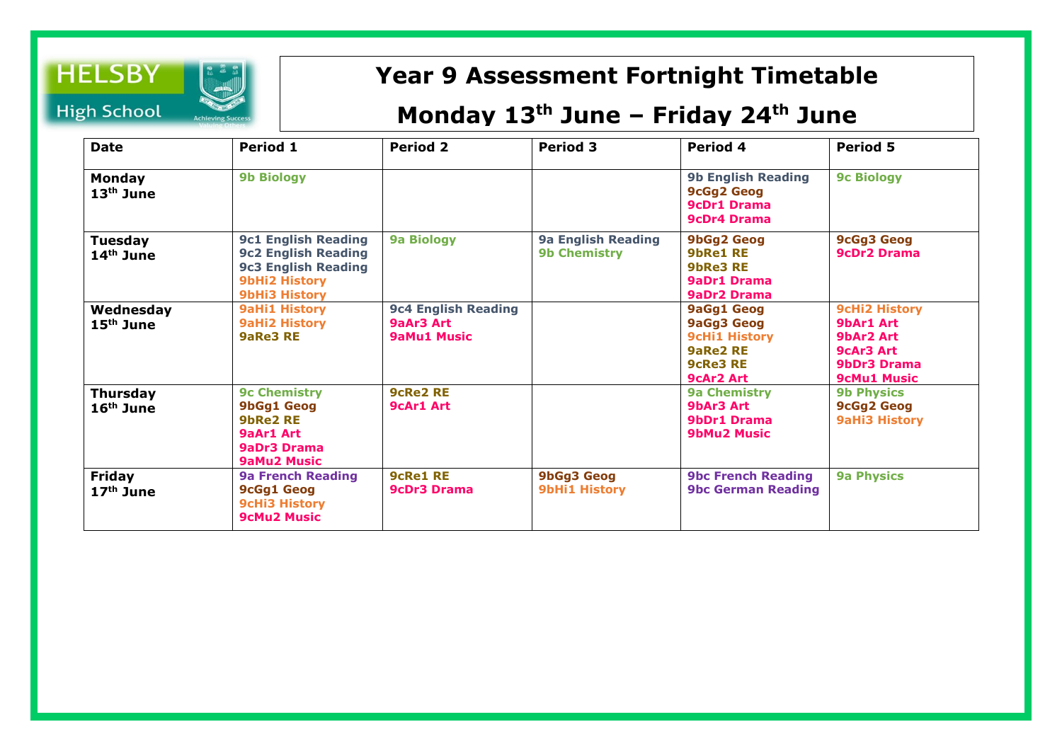HELSBY High School

Achieving Success Valuing Others

# Year 9 Assessment Fortnight Timetable

## Monday 13th June – Friday 24th June

| Date | Period 1 | Period 2 | Period 3 | Period 4 | Period 5 |
|---|---|---|---|---|---|
| **Monday 13th June** | **9b Biology** | | | **9b English Reading**<br>**9cGg2 Geog**<br>**9cDr1 Drama**<br>**9cDr4 Drama** | **9c Biology** |
| **Tuesday 14th June** | **9c1 English Reading**<br>**9c2 English Reading**<br>**9c3 English Reading**<br>**9bHi2 History**<br>**9bHi3 History** | **9a Biology** | **9a English Reading**<br>**9b Chemistry** | **9bGg2 Geog**<br>**9bRe1 RE**<br>**9bRe3 RE**<br>**9aDr1 Drama**<br>**9aDr2 Drama** | **9cGg3 Geog**<br>**9cDr2 Drama** |
| **Wednesday 15th June** | **9aHi1 History**<br>**9aHi2 History**<br>**9aRe3 RE** | **9c4 English Reading**<br>**9aAr3 Art**<br>**9aMu1 Music** | | **9aGg1 Geog**<br>**9aGg3 Geog**<br>**9cHi1 History**<br>**9aRe2 RE**<br>**9cRe3 RE**<br>**9cAr2 Art** | **9cHi2 History**<br>**9bAr1 Art**<br>**9bAr2 Art**<br>**9cAr3 Art**<br>**9bDr3 Drama**<br>**9cMu1 Music** |
| **Thursday 16th June** | **9c Chemistry**<br>**9bGg1 Geog**<br>**9bRe2 RE**<br>**9aAr1 Art**<br>**9aDr3 Drama**<br>**9aMu2 Music** | **9cRe2 RE**<br>**9cAr1 Art** | | **9a Chemistry**<br>**9bAr3 Art**<br>**9bDr1 Drama**<br>**9bMu2 Music** | **9b Physics**<br>**9cGg2 Geog**<br>**9aHi3 History** |
| **Friday 17th June** | **9a French Reading**<br>**9cGg1 Geog**<br>**9cHi3 History**<br>**9cMu2 Music** | **9cRe1 RE**<br>**9cDr3 Drama** | **9bGg3 Geog**<br>**9bHi1 History** | **9bc French Reading**<br>**9bc German Reading** | **9a Physics** |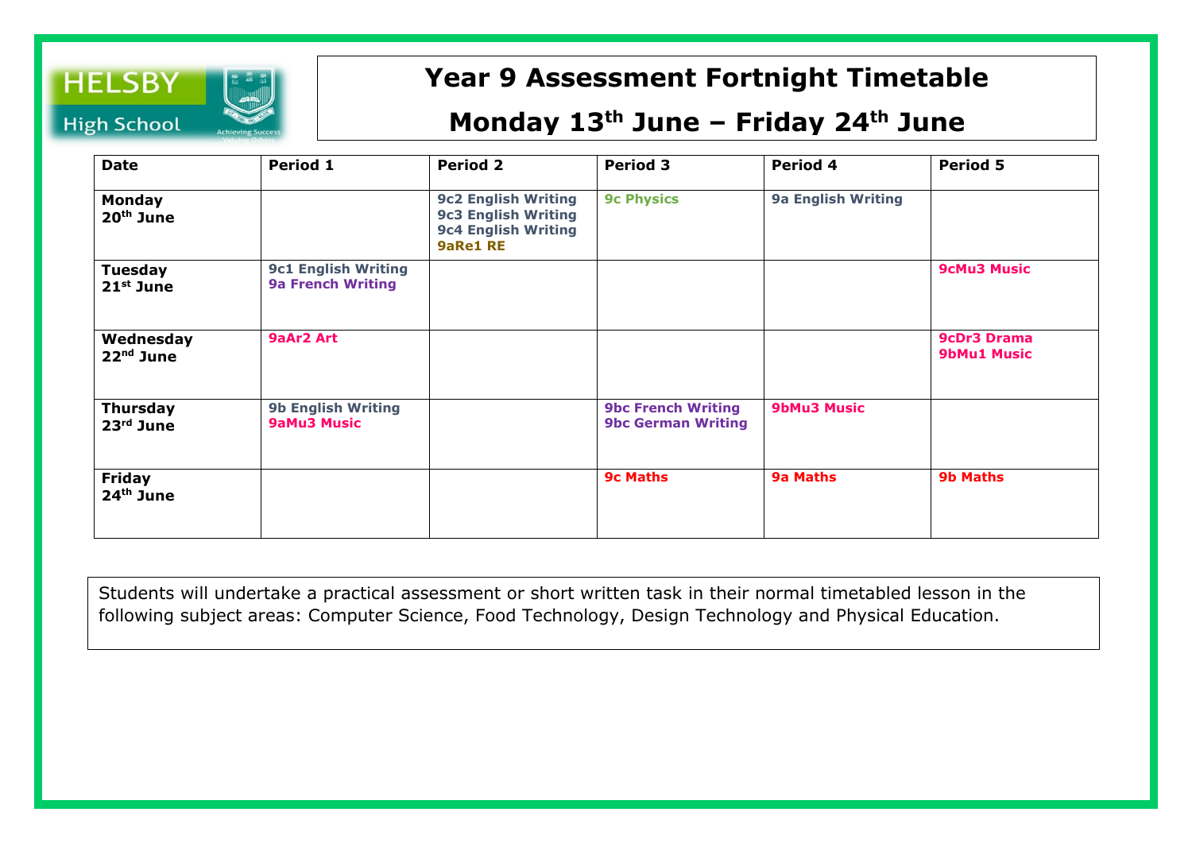HELSBY High School

# Year 9 Assessment Fortnight Timetable

## Monday 13th June – Friday 24th June

| Date | Period 1 | Period 2 | Period 3 | Period 4 | Period 5 |
|---|---|---|---|---|---|
| **Monday 20th June** | | 9c2 English Writing<br>9c3 English Writing<br>9c4 English Writing<br>9aRe1 RE | 9c Physics | 9a English Writing | |
| **Tuesday 21st June** | 9c1 English Writing<br>9a French Writing | | | | 9cMu3 Music |
| **Wednesday 22nd June** | 9aAr2 Art | | | | 9cDr3 Drama<br>9bMu1 Music |
| **Thursday 23rd June** | 9b English Writing<br>9aMu3 Music | | 9bc French Writing<br>9bc German Writing | 9bMu3 Music | |
| **Friday 24th June** | | | 9c Maths | 9a Maths | 9b Maths |

Students will undertake a practical assessment or short written task in their normal timetabled lesson in the following subject areas: Computer Science, Food Technology, Design Technology and Physical Education.